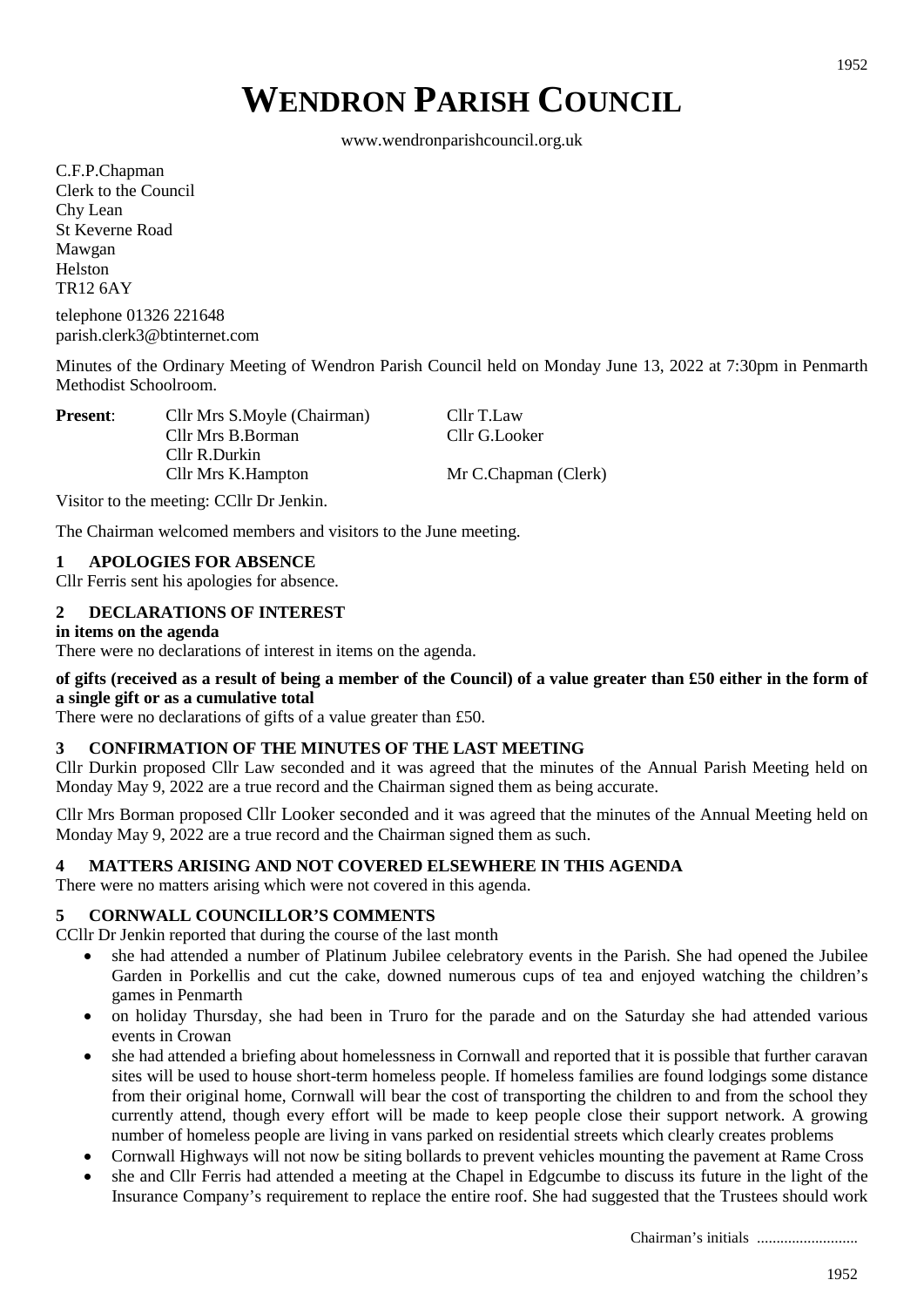# WENDRON PARISH COUNCIL

www.wendronparishcouncil.org.uk

C.F.P.Chapman
Clerk to the Council
Chy Lean
St Keverne Road
Mawgan
Helston
TR12 6AY

telephone 01326 221648
parish.clerk3@btinternet.com

Minutes of the Ordinary Meeting of Wendron Parish Council held on Monday June 13, 2022 at 7:30pm in Penmarth Methodist Schoolroom.

| **Present**: | Cllr Mrs S.Moyle (Chairman) | Cllr T.Law |
|---|---|---|
| | Cllr Mrs B.Borman | Cllr G.Looker |
| | Cllr R.Durkin | |
| | Cllr Mrs K.Hampton | Mr C.Chapman (Clerk) |

Visitor to the meeting: CCllr Dr Jenkin.

The Chairman welcomed members and visitors to the June meeting.

## 1 APOLOGIES FOR ABSENCE

Cllr Ferris sent his apologies for absence.

## 2 DECLARATIONS OF INTEREST

**in items on the agenda**

There were no declarations of interest in items on the agenda.

**of gifts (received as a result of being a member of the Council) of a value greater than £50 either in the form of a single gift or as a cumulative total**

There were no declarations of gifts of a value greater than £50.

## 3 CONFIRMATION OF THE MINUTES OF THE LAST MEETING

Cllr Durkin proposed Cllr Law seconded and it was agreed that the minutes of the Annual Parish Meeting held on Monday May 9, 2022 are a true record and the Chairman signed them as being accurate.

Cllr Mrs Borman proposed Cllr Looker seconded and it was agreed that the minutes of the Annual Meeting held on Monday May 9, 2022 are a true record and the Chairman signed them as such.

## 4 MATTERS ARISING AND NOT COVERED ELSEWHERE IN THIS AGENDA

There were no matters arising which were not covered in this agenda.

## 5 CORNWALL COUNCILLOR'S COMMENTS

CCllr Dr Jenkin reported that during the course of the last month

- she had attended a number of Platinum Jubilee celebratory events in the Parish. She had opened the Jubilee Garden in Porkellis and cut the cake, downed numerous cups of tea and enjoyed watching the children's games in Penmarth
- on holiday Thursday, she had been in Truro for the parade and on the Saturday she had attended various events in Crowan
- she had attended a briefing about homelessness in Cornwall and reported that it is possible that further caravan sites will be used to house short-term homeless people. If homeless families are found lodgings some distance from their original home, Cornwall will bear the cost of transporting the children to and from the school they currently attend, though every effort will be made to keep people close their support network. A growing number of homeless people are living in vans parked on residential streets which clearly creates problems
- Cornwall Highways will not now be siting bollards to prevent vehicles mounting the pavement at Rame Cross
- she and Cllr Ferris had attended a meeting at the Chapel in Edgcumbe to discuss its future in the light of the Insurance Company's requirement to replace the entire roof. She had suggested that the Trustees should work

Chairman's initials .........................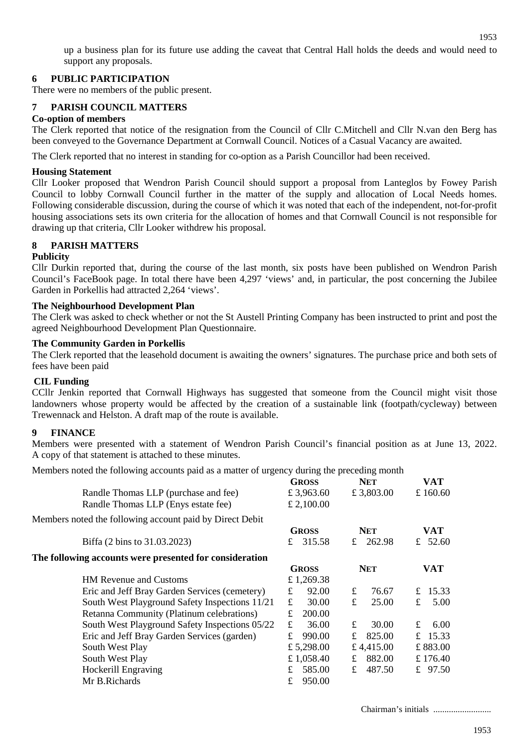up a business plan for its future use adding the caveat that Central Hall holds the deeds and would need to support any proposals.

## 6 PUBLIC PARTICIPATION

There were no members of the public present.

## 7 PARISH COUNCIL MATTERS

**Co-option of members**

The Clerk reported that notice of the resignation from the Council of Cllr C.Mitchell and Cllr N.van den Berg has been conveyed to the Governance Department at Cornwall Council. Notices of a Casual Vacancy are awaited.

The Clerk reported that no interest in standing for co-option as a Parish Councillor had been received.

**Housing Statement**

Cllr Looker proposed that Wendron Parish Council should support a proposal from Lanteglos by Fowey Parish Council to lobby Cornwall Council further in the matter of the supply and allocation of Local Needs homes. Following considerable discussion, during the course of which it was noted that each of the independent, not-for-profit housing associations sets its own criteria for the allocation of homes and that Cornwall Council is not responsible for drawing up that criteria, Cllr Looker withdrew his proposal.

## 8 PARISH MATTERS

**Publicity**

Cllr Durkin reported that, during the course of the last month, six posts have been published on Wendron Parish Council's FaceBook page. In total there have been 4,297 'views' and, in particular, the post concerning the Jubilee Garden in Porkellis had attracted 2,264 'views'.

**The Neighbourhood Development Plan**

The Clerk was asked to check whether or not the St Austell Printing Company has been instructed to print and post the agreed Neighbourhood Development Plan Questionnaire.

**The Community Garden in Porkellis**

The Clerk reported that the leasehold document is awaiting the owners' signatures. The purchase price and both sets of fees have been paid

**CIL Funding**

CCllr Jenkin reported that Cornwall Highways has suggested that someone from the Council might visit those landowners whose property would be affected by the creation of a sustainable link (footpath/cycleway) between Trewennack and Helston. A draft map of the route is available.

## 9 FINANCE

Members were presented with a statement of Wendron Parish Council's financial position as at June 13, 2022. A copy of that statement is attached to these minutes.

Members noted the following accounts paid as a matter of urgency during the preceding month

| | GROSS | NET | VAT |
|---|---|---|---|
| Randle Thomas LLP (purchase and fee) | £ 3,963.60 | £ 3,803.00 | £ 160.60 |
| Randle Thomas LLP (Enys estate fee) | £ 2,100.00 | | |

Members noted the following account paid by Direct Debit

| | GROSS | NET | VAT |
|---|---|---|---|
| Biffa (2 bins to 31.03.2023) | £ 315.58 | £ 262.98 | £ 52.60 |

**The following accounts were presented for consideration**

| | GROSS | NET | VAT |
|---|---|---|---|
| HM Revenue and Customs | £ 1,269.38 | | |
| Eric and Jeff Bray Garden Services (cemetery) | £ 92.00 | £ 76.67 | £ 15.33 |
| South West Playground Safety Inspections 11/21 | £ 30.00 | £ 25.00 | £ 5.00 |
| Retanna Community (Platinum celebrations) | £ 200.00 | | |
| South West Playground Safety Inspections 05/22 | £ 36.00 | £ 30.00 | £ 6.00 |
| Eric and Jeff Bray Garden Services (garden) | £ 990.00 | £ 825.00 | £ 15.33 |
| South West Play | £ 5,298.00 | £ 4,415.00 | £ 883.00 |
| South West Play | £ 1,058.40 | £ 882.00 | £ 176.40 |
| Hockerill Engraving | £ 585.00 | £ 487.50 | £ 97.50 |
| Mr B.Richards | £ 950.00 | | |

Chairman's initials ..........................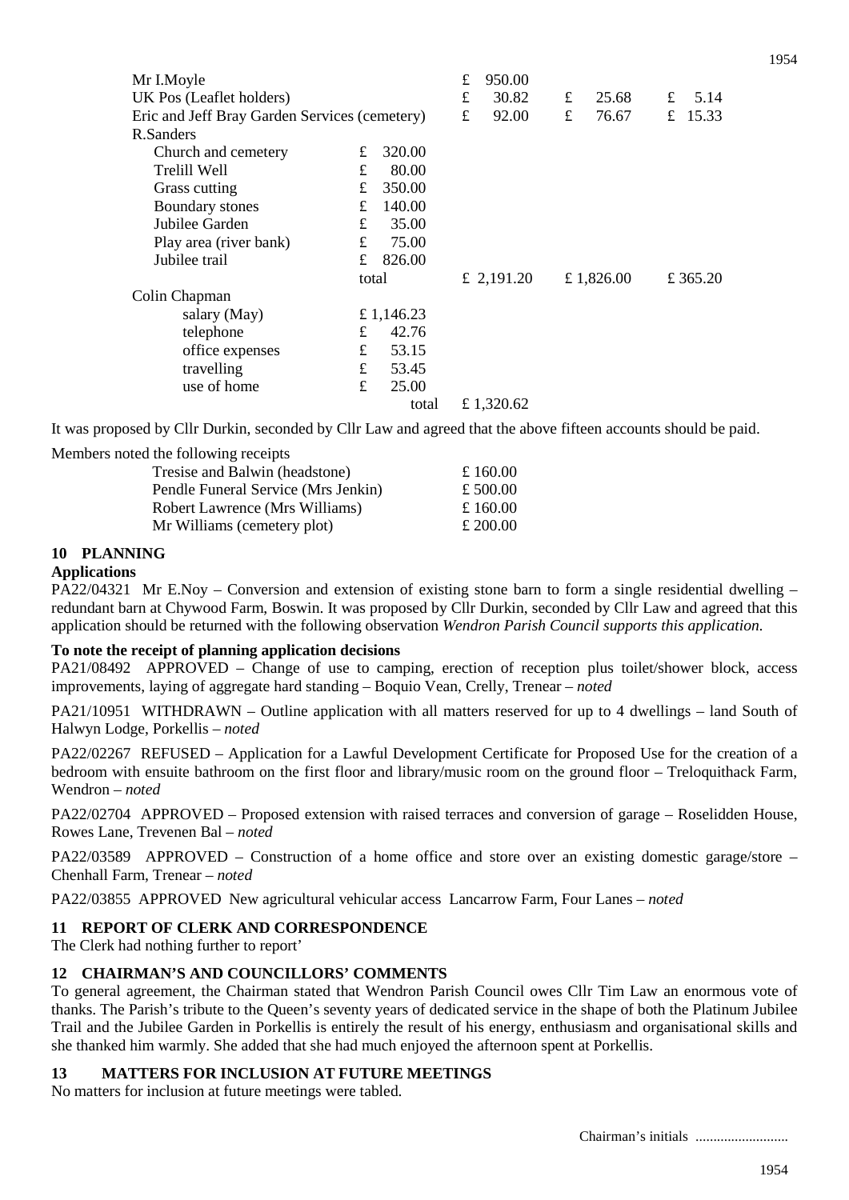| | | | | |
|---|---|---|---|---|
| Mr I.Moyle | | £ 950.00 | | |
| UK Pos (Leaflet holders) | | £ 30.82 | £ 25.68 | £ 5.14 |
| Eric and Jeff Bray Garden Services (cemetery) | | £ 92.00 | £ 76.67 | £ 15.33 |
| R.Sanders | | | | |
| Church and cemetery | £ 320.00 | | | |
| Trelill Well | £ 80.00 | | | |
| Grass cutting | £ 350.00 | | | |
| Boundary stones | £ 140.00 | | | |
| Jubilee Garden | £ 35.00 | | | |
| Play area (river bank) | £ 75.00 | | | |
| Jubilee trail | £ 826.00 | | | |
| | total | £ 2,191.20 | £ 1,826.00 | £ 365.20 |
| Colin Chapman | | | | |
| salary (May) | £ 1,146.23 | | | |
| telephone | £ 42.76 | | | |
| office expenses | £ 53.15 | | | |
| travelling | £ 53.45 | | | |
| use of home | £ 25.00 | | | |
| | total | £ 1,320.62 | | |

It was proposed by Cllr Durkin, seconded by Cllr Law and agreed that the above fifteen accounts should be paid.

Members noted the following receipts

| | |
|---|---|
| Tresise and Balwin (headstone) | £ 160.00 |
| Pendle Funeral Service (Mrs Jenkin) | £ 500.00 |
| Robert Lawrence (Mrs Williams) | £ 160.00 |
| Mr Williams (cemetery plot) | £ 200.00 |

## 10 PLANNING

**Applications**

PA22/04321 Mr E.Noy – Conversion and extension of existing stone barn to form a single residential dwelling – redundant barn at Chywood Farm, Boswin. It was proposed by Cllr Durkin, seconded by Cllr Law and agreed that this application should be returned with the following observation *Wendron Parish Council supports this application.*

**To note the receipt of planning application decisions**

PA21/08492 APPROVED – Change of use to camping, erection of reception plus toilet/shower block, access improvements, laying of aggregate hard standing – Boquio Vean, Crelly, Trenear – *noted*

PA21/10951 WITHDRAWN – Outline application with all matters reserved for up to 4 dwellings – land South of Halwyn Lodge, Porkellis – *noted*

PA22/02267 REFUSED – Application for a Lawful Development Certificate for Proposed Use for the creation of a bedroom with ensuite bathroom on the first floor and library/music room on the ground floor – Treloquithack Farm, Wendron – *noted*

PA22/02704 APPROVED – Proposed extension with raised terraces and conversion of garage – Roselidden House, Rowes Lane, Trevenen Bal – *noted*

PA22/03589 APPROVED – Construction of a home office and store over an existing domestic garage/store – Chenhall Farm, Trenear – *noted*

PA22/03855 APPROVED New agricultural vehicular access Lancarrow Farm, Four Lanes – *noted*

## 11 REPORT OF CLERK AND CORRESPONDENCE

The Clerk had nothing further to report'

## 12 CHAIRMAN'S AND COUNCILLORS' COMMENTS

To general agreement, the Chairman stated that Wendron Parish Council owes Cllr Tim Law an enormous vote of thanks. The Parish's tribute to the Queen's seventy years of dedicated service in the shape of both the Platinum Jubilee Trail and the Jubilee Garden in Porkellis is entirely the result of his energy, enthusiasm and organisational skills and she thanked him warmly. She added that she had much enjoyed the afternoon spent at Porkellis.

## 13 MATTERS FOR INCLUSION AT FUTURE MEETINGS

No matters for inclusion at future meetings were tabled.

Chairman's initials ..........................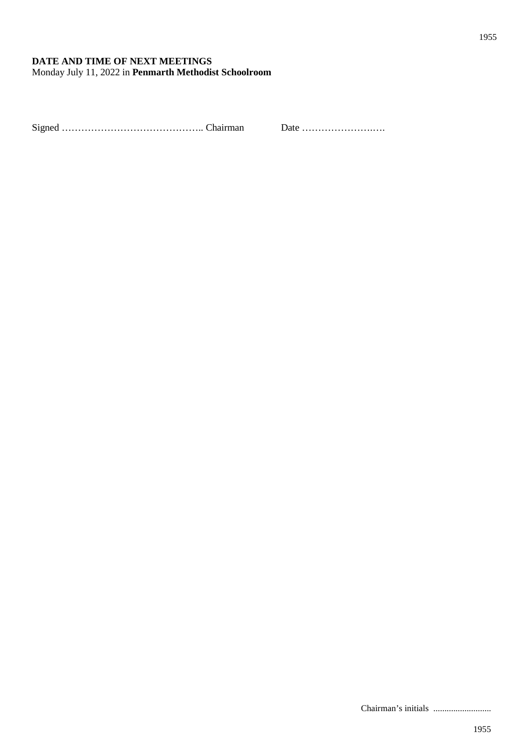**DATE AND TIME OF NEXT MEETINGS**
Monday July 11, 2022 in **Penmarth Methodist Schoolroom**

Signed …………………………………….. Chairman          Date ……………………..….

Chairman's initials ..........................